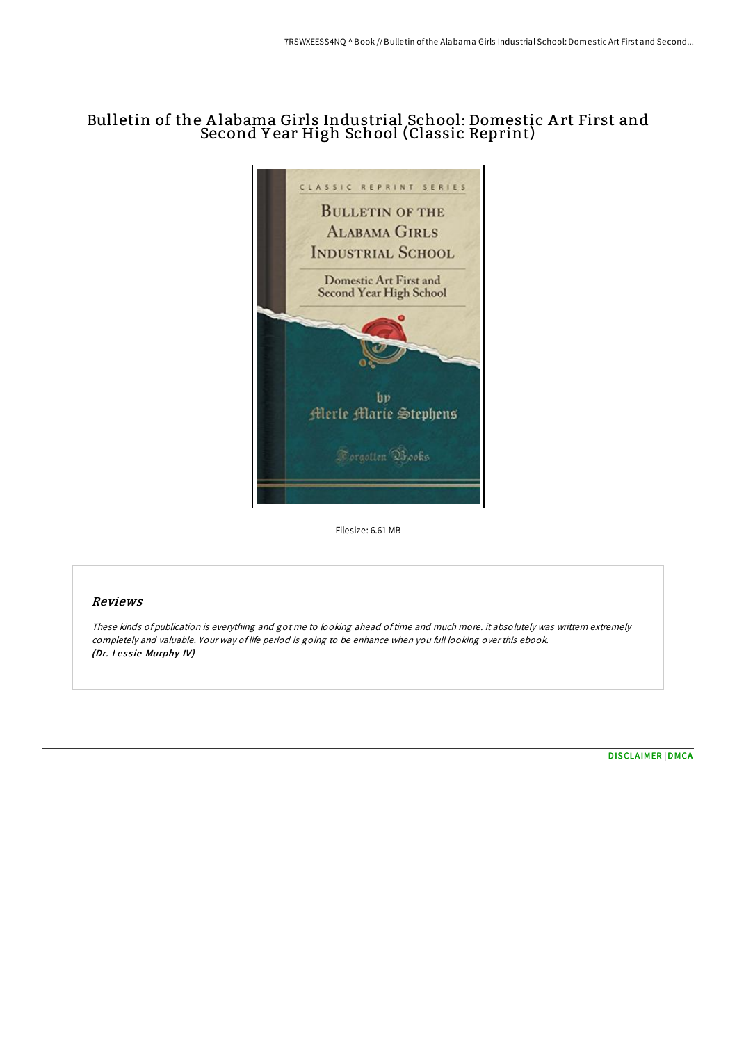# Bulletin of the Alabama Girls Industrial School: Domestic Art First and Second Year High School (Classic Reprint)

Filesize: 6.61 MB

## Reviews

*These kinds of publication is everything and got me to looking ahead of time and much more. it absolutely was written extremely completely and valuable. Your way of life period is going to be enhance when you full looking over this ebook.*
***(Dr. Lessie Murphy IV)***

DISCLAIMER | DMCA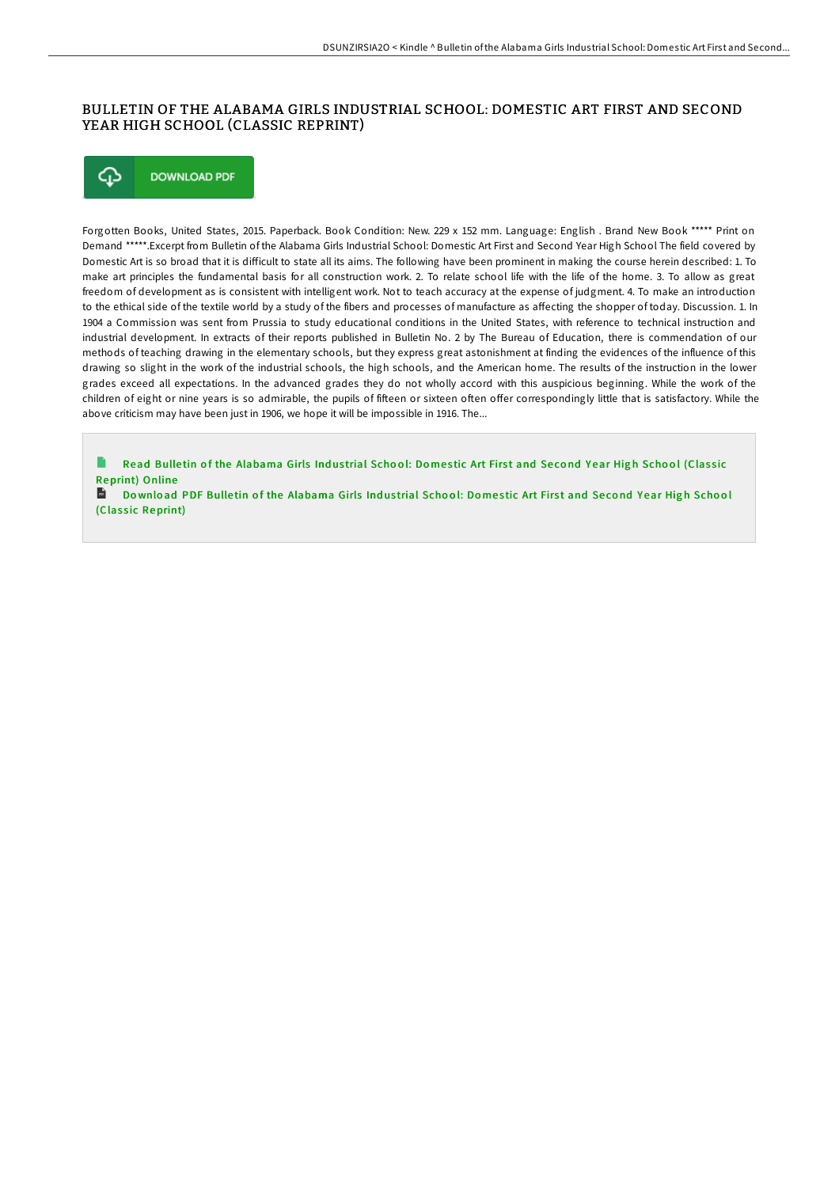# BULLETIN OF THE ALABAMA GIRLS INDUSTRIAL SCHOOL: DOMESTIC ART FIRST AND SECOND YEAR HIGH SCHOOL (CLASSIC REPRINT)

DOWNLOAD PDF

Forgotten Books, United States, 2015. Paperback. Book Condition: New. 229 x 152 mm. Language: English . Brand New Book ***** Print on Demand *****.Excerpt from Bulletin of the Alabama Girls Industrial School: Domestic Art First and Second Year High School The field covered by Domestic Art is so broad that it is difficult to state all its aims. The following have been prominent in making the course herein described: 1. To make art principles the fundamental basis for all construction work. 2. To relate school life with the life of the home. 3. To allow as great freedom of development as is consistent with intelligent work. Not to teach accuracy at the expense of judgment. 4. To make an introduction to the ethical side of the textile world by a study of the fibers and processes of manufacture as affecting the shopper of today. Discussion. 1. In 1904 a Commission was sent from Prussia to study educational conditions in the United States, with reference to technical instruction and industrial development. In extracts of their reports published in Bulletin No. 2 by The Bureau of Education, there is commendation of our methods of teaching drawing in the elementary schools, but they express great astonishment at finding the evidences of the influence of this drawing so slight in the work of the industrial schools, the high schools, and the American home. The results of the instruction in the lower grades exceed all expectations. In the advanced grades they do not wholly accord with this auspicious beginning. While the work of the children of eight or nine years is so admirable, the pupils of fifteen or sixteen often offer correspondingly little that is satisfactory. While the above criticism may have been just in 1906, we hope it will be impossible in 1916. The...

Read Bulletin of the Alabama Girls Industrial School: Domestic Art First and Second Year High School (Classic Reprint) Online

Download PDF Bulletin of the Alabama Girls Industrial School: Domestic Art First and Second Year High School (Classic Reprint)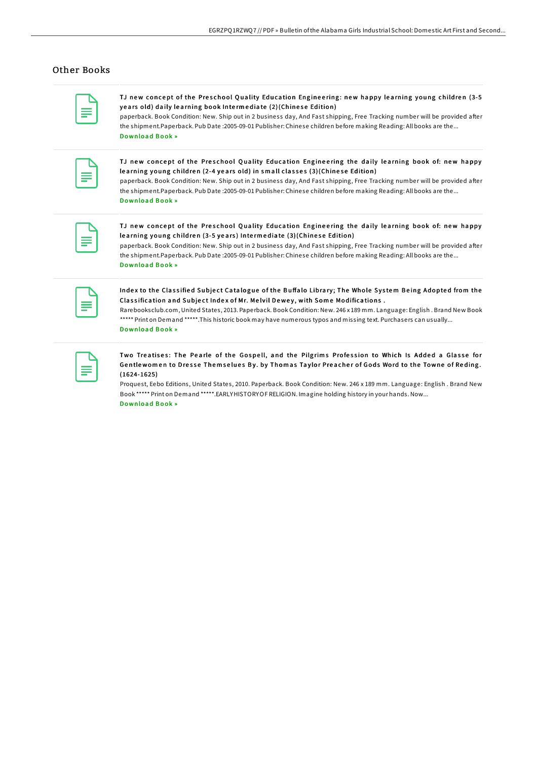## Other Books

**TJ new concept of the Preschool Quality Education Engineering: new happy learning young children (3-5 years old) daily learning book Intermediate (2)(Chinese Edition)**

paperback. Book Condition: New. Ship out in 2 business day, And Fast shipping, Free Tracking number will be provided after the shipment.Paperback. Pub Date :2005-09-01 Publisher: Chinese children before making Reading: All books are the...

Download Book »

**TJ new concept of the Preschool Quality Education Engineering the daily learning book of: new happy learning young children (2-4 years old) in small classes (3)(Chinese Edition)**

paperback. Book Condition: New. Ship out in 2 business day, And Fast shipping, Free Tracking number will be provided after the shipment.Paperback. Pub Date :2005-09-01 Publisher: Chinese children before making Reading: All books are the...

Download Book »

**TJ new concept of the Preschool Quality Education Engineering the daily learning book of: new happy learning young children (3-5 years) Intermediate (3)(Chinese Edition)**

paperback. Book Condition: New. Ship out in 2 business day, And Fast shipping, Free Tracking number will be provided after the shipment.Paperback. Pub Date :2005-09-01 Publisher: Chinese children before making Reading: All books are the...

Download Book »

**Index to the Classified Subject Catalogue of the Buffalo Library; The Whole System Being Adopted from the Classification and Subject Index of Mr. Melvil Dewey, with Some Modifications .**

Rarebooksclub.com, United States, 2013. Paperback. Book Condition: New. 246 x 189 mm. Language: English . Brand New Book ***** Print on Demand *****.This historic book may have numerous typos and missing text. Purchasers can usually...

Download Book »

**Two Treatises: The Pearle of the Gospell, and the Pilgrims Profession to Which Is Added a Glasse for Gentlewomen to Dresse Themselues By. by Thomas Taylor Preacher of Gods Word to the Towne of Reding. (1624-1625)**

Proquest, Eebo Editions, United States, 2010. Paperback. Book Condition: New. 246 x 189 mm. Language: English . Brand New Book ***** Print on Demand *****.EARLY HISTORY OF RELIGION. Imagine holding history in your hands. Now...

Download Book »